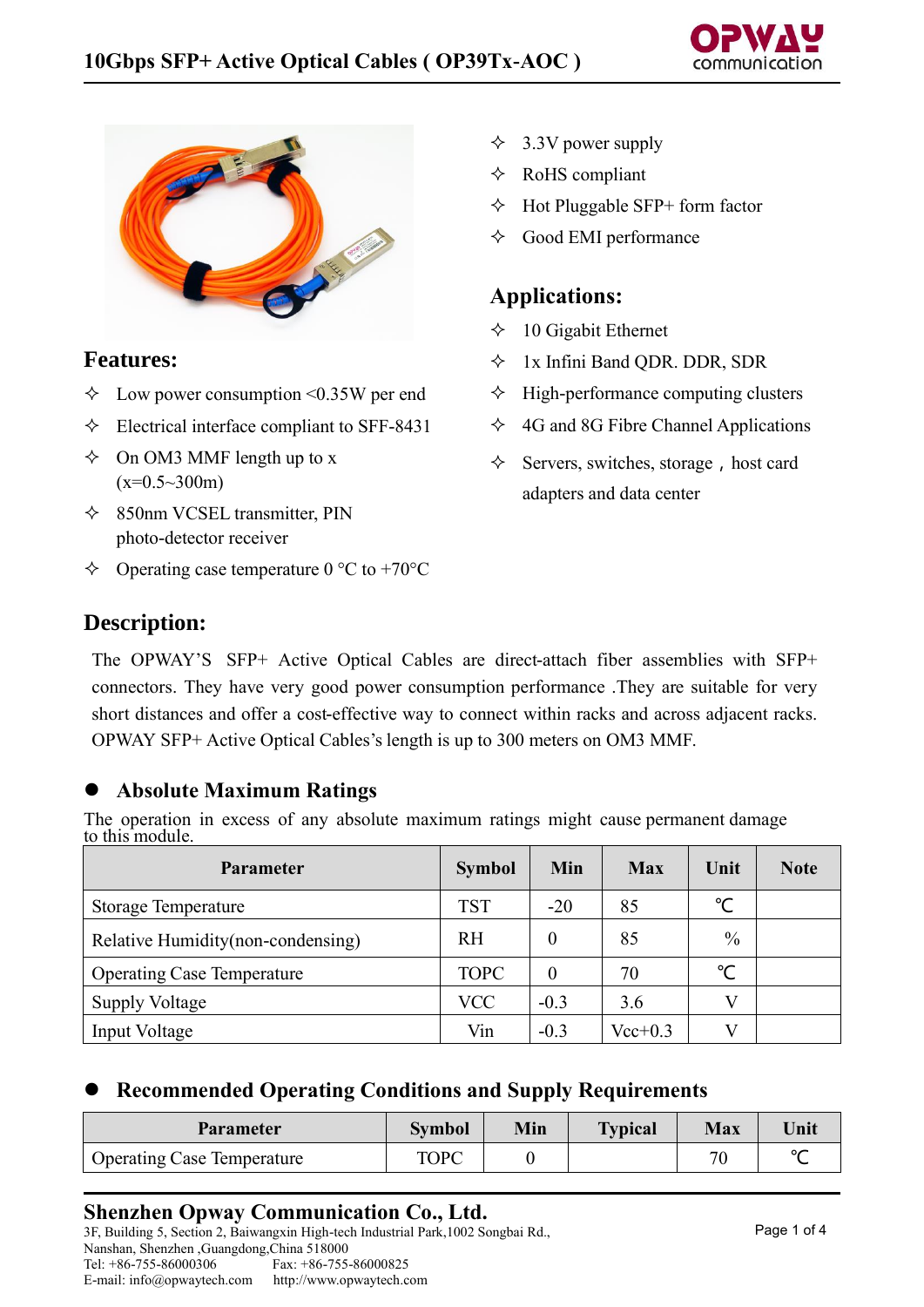# 10Gbps SFP+ Active Optical Cables ( OP39Tx-AOC )

## Features:

- ✧ Low power consumption <0.35W per end
- ✧ Electrical interface compliant to SFF-8431
- ✧ On OM3 MMF length up to x (x=0.5~300m)
- ✧ 850nm VCSEL transmitter, PIN photo-detector receiver
- ✧ Operating case temperature 0 °C to +70°C
- ✧ 3.3V power supply
- ✧ RoHS compliant
- ✧ Hot Pluggable SFP+ form factor
- ✧ Good EMI performance

## Applications:

- ✧ 10 Gigabit Ethernet
- ✧ 1x Infini Band QDR. DDR, SDR
- ✧ High-performance computing clusters
- ✧ 4G and 8G Fibre Channel Applications
- ✧ Servers, switches, storage，host card adapters and data center

## Description:

The OPWAY'S SFP+ Active Optical Cables are direct-attach fiber assemblies with SFP+ connectors. They have very good power consumption performance .They are suitable for very short distances and offer a cost-effective way to connect within racks and across adjacent racks. OPWAY SFP+ Active Optical Cables's length is up to 300 meters on OM3 MMF.

## ● Absolute Maximum Ratings

The operation in excess of any absolute maximum ratings might cause permanent damage to this module.

| Parameter | Symbol | Min | Max | Unit | Note |
|---|---|---|---|---|---|
| Storage Temperature | TST | -20 | 85 | ℃ | |
| Relative Humidity(non-condensing) | RH | 0 | 85 | % | |
| Operating Case Temperature | TOPC | 0 | 70 | ℃ | |
| Supply Voltage | VCC | -0.3 | 3.6 | V | |
| Input Voltage | Vin | -0.3 | Vcc+0.3 | V | |

## ● Recommended Operating Conditions and Supply Requirements

| Parameter | Symbol | Min | Typical | Max | Unit |
|---|---|---|---|---|---|
| Operating Case Temperature | TOPC | 0 | | 70 | ℃ |

**Shenzhen Opway Communication Co., Ltd.**
3F, Building 5, Section 2, Baiwangxin High-tech Industrial Park,1002 Songbai Rd., Nanshan, Shenzhen ,Guangdong,China 518000
Tel: +86-755-86000306 Fax: +86-755-86000825
E-mail: info@opwaytech.com http://www.opwaytech.com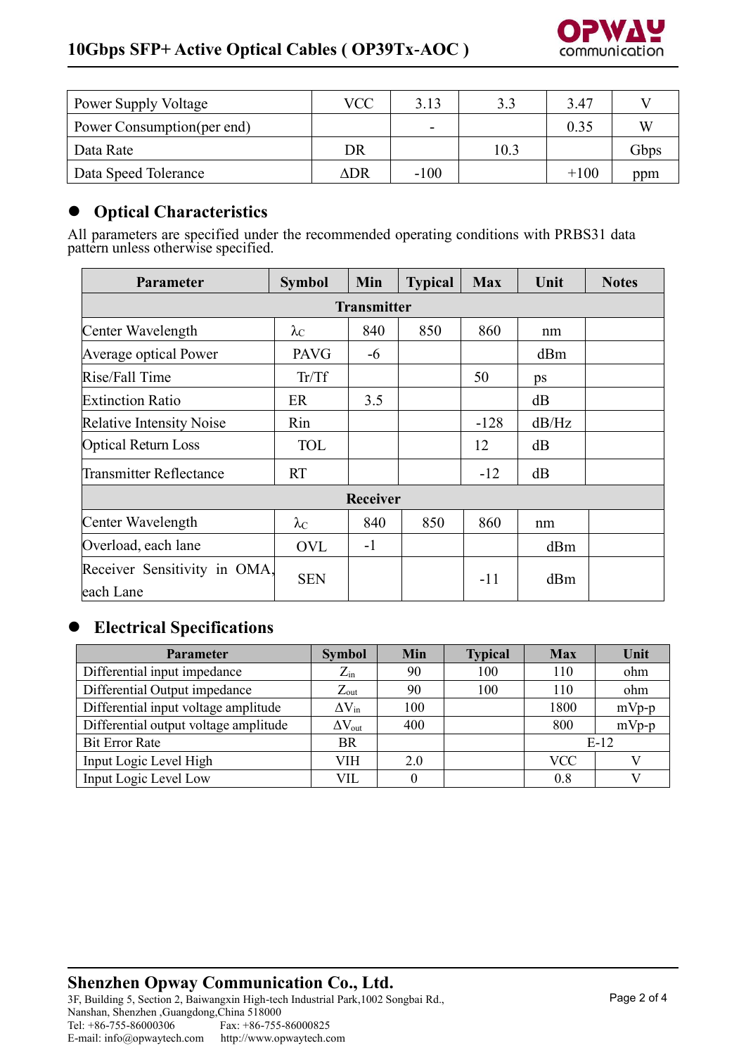| Power Supply Voltage | VCC | 3.13 | 3.3 | 3.47 | V |
|---|---|---|---|---|---|
| Power Consumption(per end) | | - | | 0.35 | W |
| Data Rate | DR | | 10.3 | | Gbps |
| Data Speed Tolerance | ΔDR | -100 | | +100 | ppm |

## Optical Characteristics

All parameters are specified under the recommended operating conditions with PRBS31 data pattern unless otherwise specified.

| Parameter | Symbol | Min | Typical | Max | Unit | Notes |
|---|---|---|---|---|---|---|
| **Transmitter** | | | | | | |
| Center Wavelength | $\lambda_C$ | 840 | 850 | 860 | nm | |
| Average optical Power | PAVG | -6 | | | dBm | |
| Rise/Fall Time | Tr/Tf | | | 50 | ps | |
| Extinction Ratio | ER | 3.5 | | | dB | |
| Relative Intensity Noise | Rin | | | -128 | dB/Hz | |
| Optical Return Loss | TOL | | | 12 | dB | |
| Transmitter Reflectance | RT | | | -12 | dB | |
| **Receiver** | | | | | | |
| Center Wavelength | $\lambda_C$ | 840 | 850 | 860 | nm | |
| Overload, each lane | OVL | -1 | | | dBm | |
| Receiver Sensitivity in OMA, each Lane | SEN | | | -11 | dBm | |

## Electrical Specifications

| Parameter | Symbol | Min | Typical | Max | Unit |
|---|---|---|---|---|---|
| Differential input impedance | $Z_{in}$ | 90 | 100 | 110 | ohm |
| Differential Output impedance | $Z_{out}$ | 90 | 100 | 110 | ohm |
| Differential input voltage amplitude | $\Delta V_{in}$ | 100 | | 1800 | mVp-p |
| Differential output voltage amplitude | $\Delta V_{out}$ | 400 | | 800 | mVp-p |
| Bit Error Rate | BR | | | E-12 | |
| Input Logic Level High | VIH | 2.0 | | VCC | V |
| Input Logic Level Low | VIL | 0 | | 0.8 | V |

**Shenzhen Opway Communication Co., Ltd.**
3F, Building 5, Section 2, Baiwangxin High-tech Industrial Park,1002 Songbai Rd., Nanshan, Shenzhen ,Guangdong,China 518000
Tel: +86-755-86000306 Fax: +86-755-86000825
E-mail: info@opwaytech.com http://www.opwaytech.com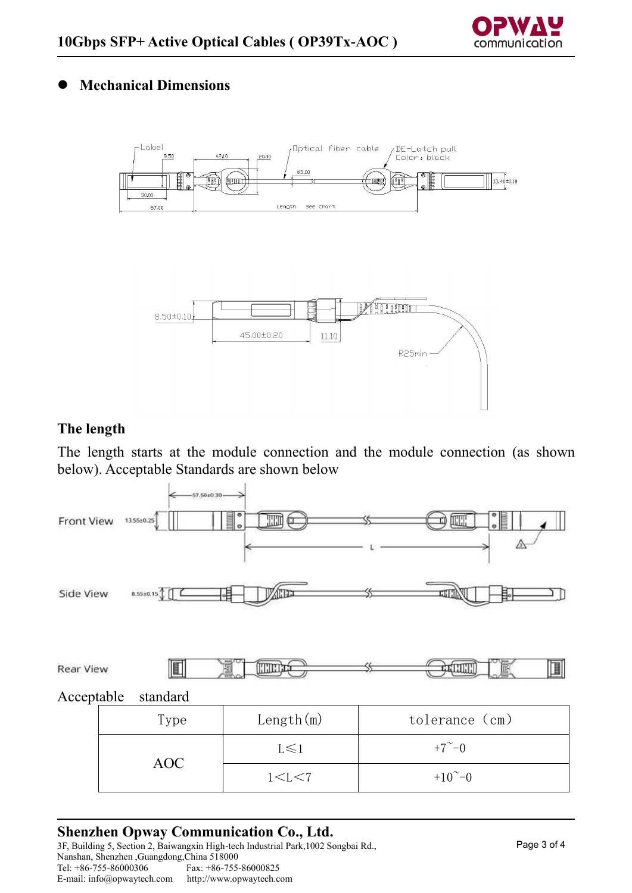## Mechanical Dimensions

### The length

The length starts at the module connection and the module connection (as shown below). Acceptable Standards are shown below

Acceptable standard

| Type | Length(m) | tolerance (cm) |
|---|---|---|
| AOC | L≤1 | +7~-0 |
| | 1<L<7 | +10~-0 |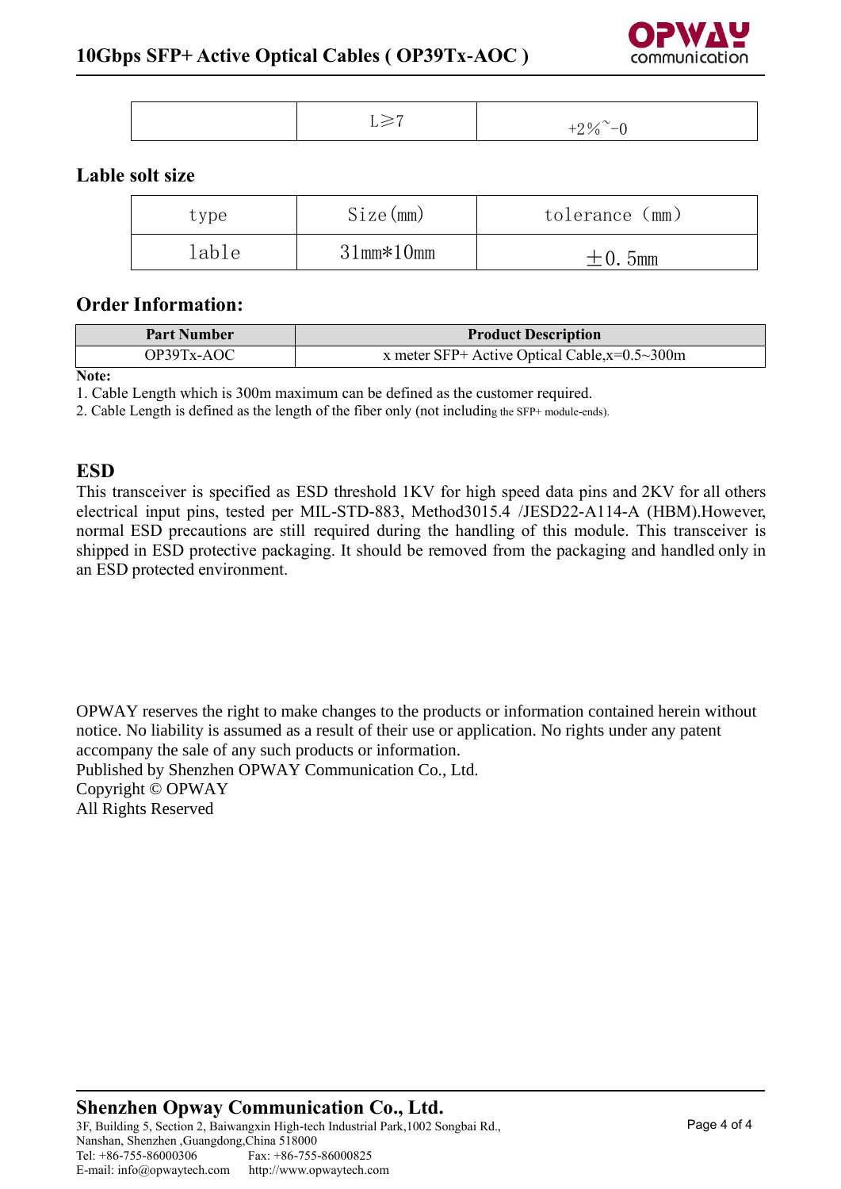| | | |
|---|---|---|
| | L≥7 | +2%~-0 |

## Lable solt size

| type | Size(mm) | tolerance (mm) |
|---|---|---|
| lable | 31mm*10mm | ±0.5mm |

## Order Information:

| Part Number | Product Description |
|---|---|
| OP39Tx-AOC | x meter SFP+ Active Optical Cable,x=0.5~300m |

**Note:**

1. Cable Length which is 300m maximum can be defined as the customer required.
2. Cable Length is defined as the length of the fiber only (not including the SFP+ module-ends).

## ESD

This transceiver is specified as ESD threshold 1KV for high speed data pins and 2KV for all others electrical input pins, tested per MIL-STD-883, Method3015.4 /JESD22-A114-A (HBM).However, normal ESD precautions are still required during the handling of this module. This transceiver is shipped in ESD protective packaging. It should be removed from the packaging and handled only in an ESD protected environment.

OPWAY reserves the right to make changes to the products or information contained herein without notice. No liability is assumed as a result of their use or application. No rights under any patent accompany the sale of any such products or information.
Published by Shenzhen OPWAY Communication Co., Ltd.
Copyright © OPWAY
All Rights Reserved

**Shenzhen Opway Communication Co., Ltd.**
3F, Building 5, Section 2, Baiwangxin High-tech Industrial Park,1002 Songbai Rd., Nanshan, Shenzhen ,Guangdong,China 518000
Tel: +86-755-86000306 Fax: +86-755-86000825
E-mail: info@opwaytech.com http://www.opwaytech.com